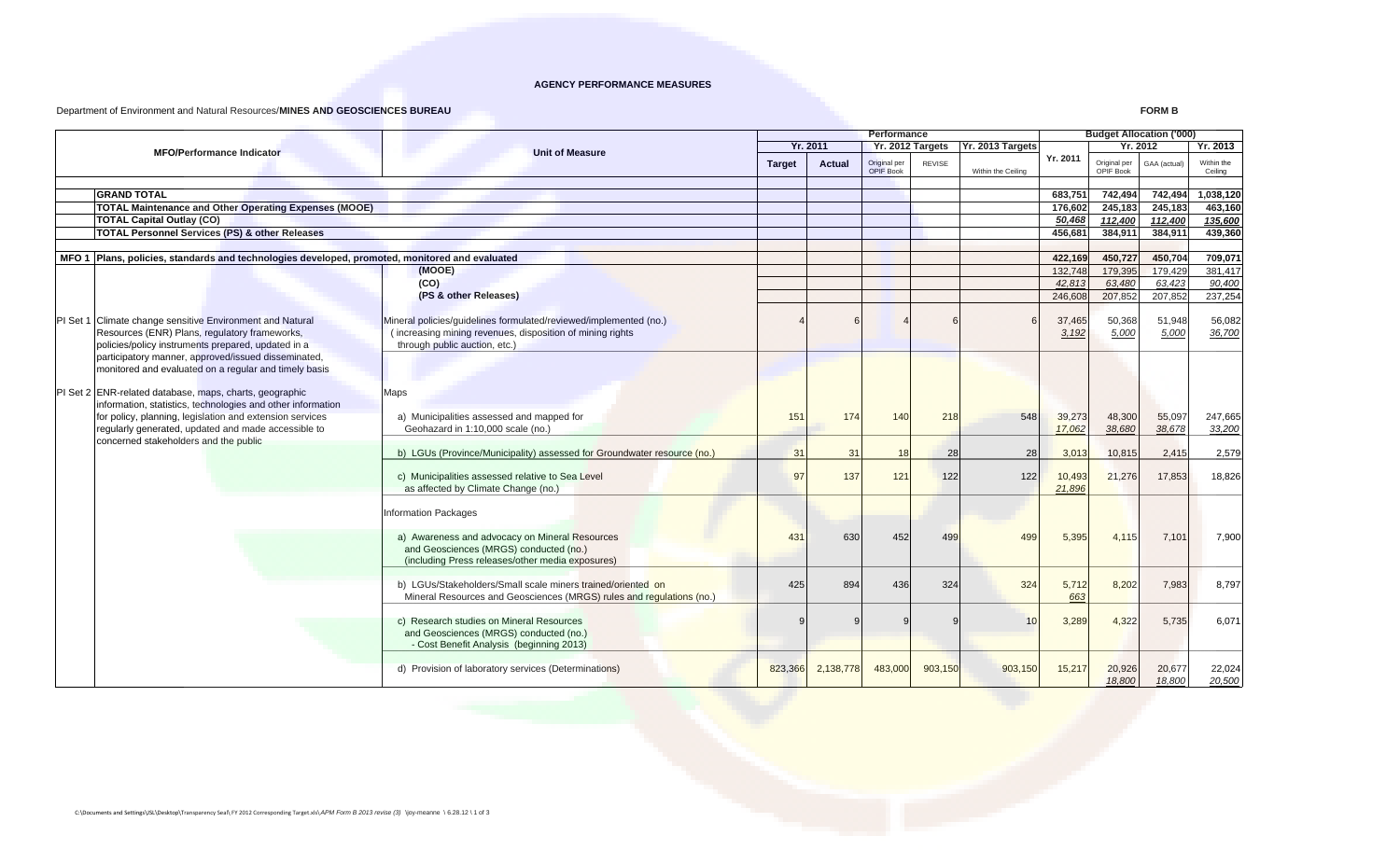**AGENCY PERFORMANCE MEASURES**

Department of Environment and Natural Resources/**MINES AND GEOSCIENCES BUREAU**

**FORM B**

| | MFO/Performance Indicator | Unit of Measure | Performance | | | | | Budget Allocation ('000) | | | |
|---|---|---|---|---|---|---|---|---|---|---|---|
| | | | Yr. 2011 | | Yr. 2012 Targets | | Yr. 2013 Targets | Yr. 2011 | Yr. 2012 | | Yr. 2013 |
| | | | Target | Actual | Original per OPIF Book | REVISE | Within the Ceiling | | Original per OPIF Book | GAA (actual) | Within the Ceiling |
| | **GRAND TOTAL** | | | | | | | 683,751 | 742,494 | 742,494 | 1,038,120 |
| | **TOTAL Maintenance and Other Operating Expenses (MOOE)** | | | | | | | 176,602 | 245,183 | 245,183 | 463,160 |
| | **TOTAL Capital Outlay (CO)** | | | | | | | *50,468* | *112,400* | *112,400* | *135,600* |
| | **TOTAL Personnel Services (PS) & other Releases** | | | | | | | 456,681 | 384,911 | 384,911 | 439,360 |
| **MFO 1** | **Plans, policies, standards and technologies developed, promoted, monitored and evaluated** | | | | | | | 422,169 | 450,727 | 450,704 | 709,071 |
| | | **(MOOE)** | | | | | | 132,748 | 179,395 | 179,429 | 381,417 |
| | | **(CO)** | | | | | | *42,813* | *63,480* | *63,423* | *90,400* |
| | | **(PS & other Releases)** | | | | | | 246,608 | 207,852 | 207,852 | 237,254 |
| PI Set 1 | Climate change sensitive Environment and Natural Resources (ENR) Plans, regulatory frameworks, policies/policy instruments prepared, updated in a participatory manner, approved/issued disseminated, monitored and evaluated on a regular and timely basis | Mineral policies/guidelines formulated/reviewed/implemented (no.) (increasing mining revenues, disposition of mining rights through public auction, etc.) | 4 | 6 | 4 | 6 | 6 | 37,465 *3,192* | 50,368 *5,000* | 51,948 *5,000* | 56,082 *36,700* |
| PI Set 2 | ENR-related database, maps, charts, geographic information, statistics, technologies and other information for policy, planning, legislation and extension services regularly generated, updated and made accessible to concerned stakeholders and the public | Maps | | | | | | | | | |
| | | a) Municipalities assessed and mapped for Geohazard in 1:10,000 scale (no.) | 151 | 174 | 140 | 218 | 548 | 39,273 *17,062* | 48,300 *38,680* | 55,097 *38,678* | 247,665 *33,200* |
| | | b) LGUs (Province/Municipality) assessed for Groundwater resource (no.) | 31 | 31 | 18 | 28 | 28 | 3,013 | 10,815 | 2,415 | 2,579 |
| | | c) Municipalities assessed relative to Sea Level as affected by Climate Change (no.) | 97 | 137 | 121 | 122 | 122 | 10,493 *21,896* | 21,276 | 17,853 | 18,826 |
| | | Information Packages | | | | | | | | | |
| | | a) Awareness and advocacy on Mineral Resources and Geosciences (MRGS) conducted (no.) (including Press releases/other media exposures) | 431 | 630 | 452 | 499 | 499 | 5,395 | 4,115 | 7,101 | 7,900 |
| | | b) LGUs/Stakeholders/Small scale miners trained/oriented on Mineral Resources and Geosciences (MRGS) rules and regulations (no.) | 425 | 894 | 436 | 324 | 324 | 5,712 *663* | 8,202 | 7,983 | 8,797 |
| | | c) Research studies on Mineral Resources and Geosciences (MRGS) conducted (no.) - Cost Benefit Analysis (beginning 2013) | 9 | 9 | 9 | 9 | 10 | 3,289 | 4,322 | 5,735 | 6,071 |
| | | d) Provision of laboratory services (Determinations) | 823,366 | 2,138,778 | 483,000 | 903,150 | 903,150 | 15,217 | 20,926 *18,800* | 20,677 *18,800* | 22,024 *20,500* |

C:\Documents and Settings\JSL\Desktop\Transparency Seal\ FY 2012 Corresponding Target.xls\APM Form B 2013 revise (3) \joy-meanne \ 6.28.12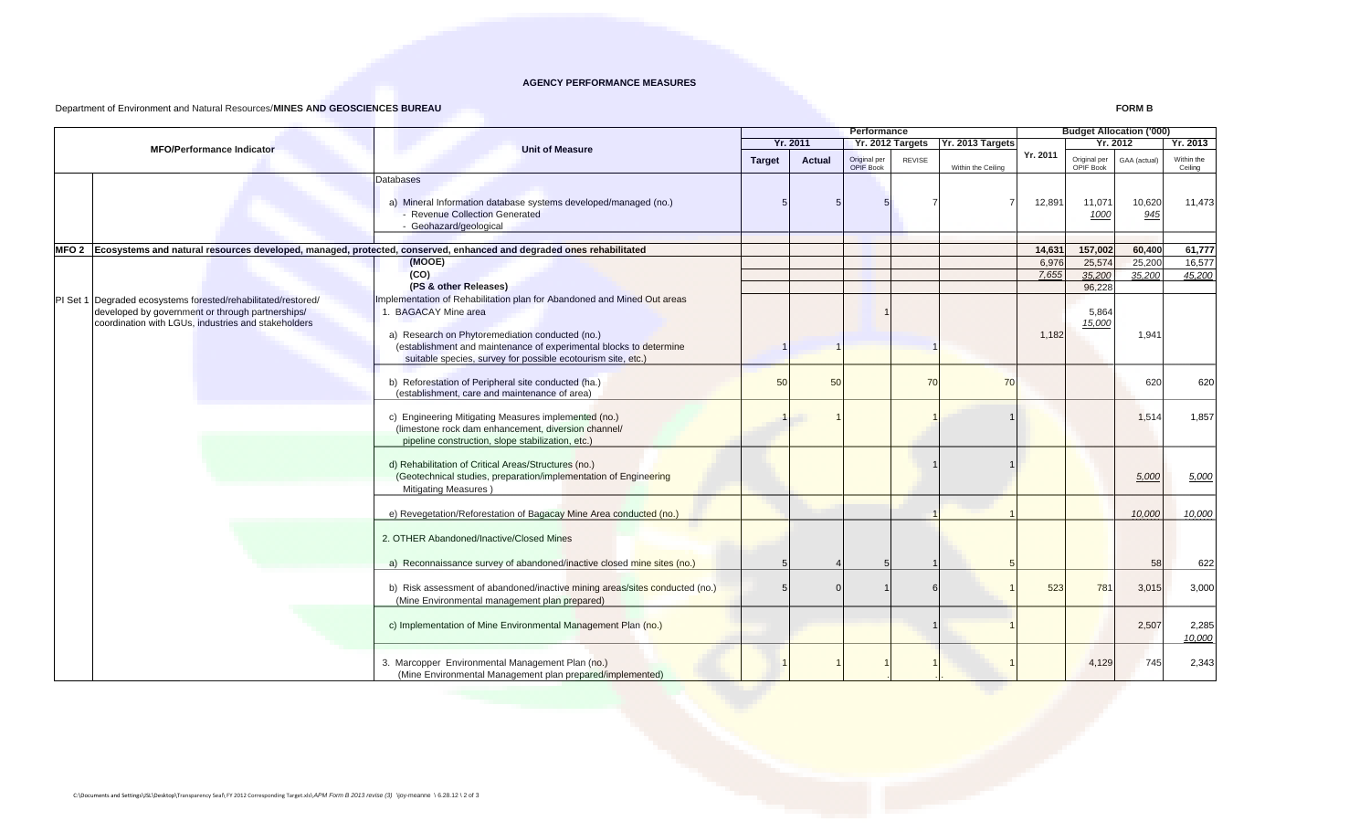**AGENCY PERFORMANCE MEASURES**

Department of Environment and Natural Resources/**MINES AND GEOSCIENCES BUREAU**

**FORM B**

| MFO/Performance Indicator | | Unit of Measure | Performance | | | | | Budget Allocation ('000) | | | |
|---|---|---|---|---|---|---|---|---|---|---|---|
| | | | Yr. 2011 | | Yr. 2012 Targets | | Yr. 2013 Targets | Yr. 2011 | Yr. 2012 | | Yr. 2013 |
| | | | Target | Actual | Original per OPIF Book | REVISE | Within the Ceiling | | Original per OPIF Book | GAA (actual) | Within the Ceiling |
| | | Databases | | | | | | | | | |
| | | a) Mineral Information database systems developed/managed (no.)<br>- Revenue Collection Generated<br>- Geohazard/geological | 5 | 5 | 5 | 7 | 7 | 12,891 | 11,071<br>1000 | 10,620<br>945 | 11,473 |
| MFO 2 | Ecosystems and natural resources developed, managed, protected, conserved, enhanced and degraded ones rehabilitated | | | | | | | 14,631 | 157,002 | 60,400 | 61,777 |
| | | (MOOE) | | | | | | 6,976 | 25,574 | 25,200 | 16,577 |
| | | (CO) | | | | | | 7,655 | 35,200 | 35,200 | 45,200 |
| | | (PS & other Releases) | | | | | | | 96,228 | | |
| PI Set 1 | Degraded ecosystems forested/rehabilitated/restored/ developed by government or through partnerships/ coordination with LGUs, industries and stakeholders | Implementation of Rehabilitation plan for Abandoned and Mined Out areas<br>1. BAGACAY Mine area | | | 1 | | | | 5,864<br>15,000 | | |
| | | a) Research on Phytoremediation conducted (no.)<br>(establishment and maintenance of experimental blocks to determine suitable species, survey for possible ecotourism site, etc.) | 1 | 1 | | 1 | | 1,182 | | 1,941 | |
| | | b) Reforestation of Peripheral site conducted (ha.)<br>(establishment, care and maintenance of area) | 50 | 50 | | 70 | 70 | | | 620 | 620 |
| | | c) Engineering Mitigating Measures implemented (no.)<br>(limestone rock dam enhancement, diversion channel/ pipeline construction, slope stabilization, etc.) | 1 | 1 | | 1 | 1 | | | 1,514 | 1,857 |
| | | d) Rehabilitation of Critical Areas/Structures (no.)<br>(Geotechnical studies, preparation/implementation of Engineering Mitigating Measures ) | | | | 1 | 1 | | | 5,000 | 5,000 |
| | | e) Revegetation/Reforestation of Bagacay Mine Area conducted (no.) | | | | 1 | 1 | | | 10,000 | 10,000 |
| | | 2. OTHER Abandoned/Inactive/Closed Mines | | | | | | | | | |
| | | a) Reconnaissance survey of abandoned/inactive closed mine sites (no.) | 5 | 4 | 5 | 1 | 5 | | | 58 | 622 |
| | | b) Risk assessment of abandoned/inactive mining areas/sites conducted (no.)<br>(Mine Environmental management plan prepared) | 5 | 0 | 1 | 6 | 1 | 523 | 781 | 3,015 | 3,000 |
| | | c) Implementation of Mine Environmental Management Plan (no.) | | | | 1 | 1 | | | 2,507 | 2,285<br>10,000 |
| | | 3. Marcopper Environmental Management Plan (no.)<br>(Mine Environmental management plan prepared/implemented) | 1 | 1 | 1 | 1 | 1 | | 4,129 | 745 | 2,343 |

C:\Documents and Settings\JSL\Desktop\Transparency Seal\ FY 2012 Corresponding Target.xls\APM Form B 2013 revise (3) \joy-meanne \ 6.28.12 \ 2 of 3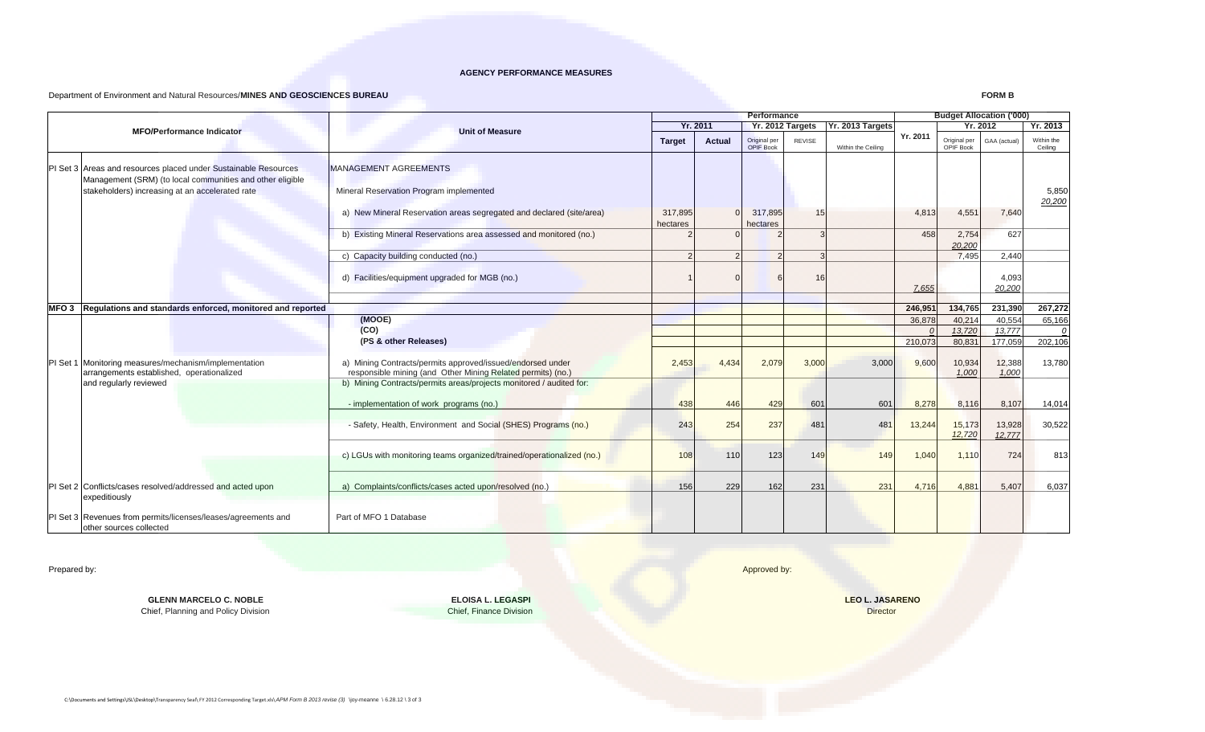**AGENCY PERFORMANCE MEASURES**

Department of Environment and Natural Resources/**MINES AND GEOSCIENCES BUREAU**

**FORM B**

| MFO/Performance Indicator | | Unit of Measure | Performance | | | | | Budget Allocation ('000) | | | |
|---|---|---|---|---|---|---|---|---|---|---|---|
| | | | Yr. 2011 | | Yr. 2012 Targets | | Yr. 2013 Targets | Yr. 2011 | Yr. 2012 | | Yr. 2013 |
| | | | Target | Actual | Original per OPIF Book | REVISE | Within the Ceiling | | Original per OPIF Book | GAA (actual) | Within the Ceiling |
| PI Set 3 | Areas and resources placed under Sustainable Resources Management (SRM) (to local communities and other eligible stakeholders) increasing at an accelerated rate | MANAGEMENT AGREEMENTS | | | | | | | | | |
| | | Mineral Reservation Program implemented | | | | | | | | | 5,850 *20,200* |
| | | a) New Mineral Reservation areas segregated and declared (site/area) | 317,895 hectares | 0 | 317,895 hectares | 15 | | 4,813 | 4,551 | 7,640 | |
| | | b) Existing Mineral Reservations area assessed and monitored (no.) | 2 | 0 | 2 | 3 | | 458 | 2,754 *20,200* | 627 | |
| | | c) Capacity building conducted (no.) | 2 | 2 | 2 | 3 | | | 7,495 | 2,440 | |
| | | d) Facilities/equipment upgraded for MGB (no.) | 1 | 0 | 6 | 16 | | *7,655* | | 4,093 *20,200* | |
| **MFO 3** | **Regulations and standards enforced, monitored and reported** | | | | | | | **246,951** | **134,765** | **231,390** | **267,272** |
| | | **(MOOE)** | | | | | | 36,878 | 40,214 | 40,554 | 65,166 |
| | | **(CO)** | | | | | | *0* | *13,720* | *13,777* | *0* |
| | | **(PS & other Releases)** | | | | | | 210,073 | 80,831 | 177,059 | 202,106 |
| PI Set 1 | Monitoring measures/mechanism/implementation arrangements established, operationalized and regularly reviewed | a) Mining Contracts/permits approved/issued/endorsed under responsible mining (and Other Mining Related permits) (no.) | 2,453 | 4,434 | 2,079 | 3,000 | 3,000 | 9,600 | 10,934 *1,000* | 12,388 *1,000* | 13,780 |
| | | b) Mining Contracts/permits areas/projects monitored / audited for: | | | | | | | | | |
| | | - implementation of work programs (no.) | 438 | 446 | 429 | 601 | 601 | 8,278 | 8,116 | 8,107 | 14,014 |
| | | - Safety, Health, Environment and Social (SHES) Programs (no.) | 243 | 254 | 237 | 481 | 481 | 13,244 | 15,173 *12,720* | 13,928 *12,777* | 30,522 |
| | | c) LGUs with monitoring teams organized/trained/operationalized (no.) | 108 | 110 | 123 | 149 | 149 | 1,040 | 1,110 | 724 | 813 |
| PI Set 2 | Conflicts/cases resolved/addressed and acted upon expeditiously | a) Complaints/conflicts/cases acted upon/resolved (no.) | 156 | 229 | 162 | 231 | 231 | 4,716 | 4,881 | 5,407 | 6,037 |
| PI Set 3 | Revenues from permits/licenses/leases/agreements and other sources collected | Part of MFO 1 Database | | | | | | | | | |

Prepared by:

**GLENN MARCELO C. NOBLE**
Chief, Planning and Policy Division

**ELOISA L. LEGASPI**
Chief, Finance Division

Approved by:

**LEO L. JASARENO**
Director